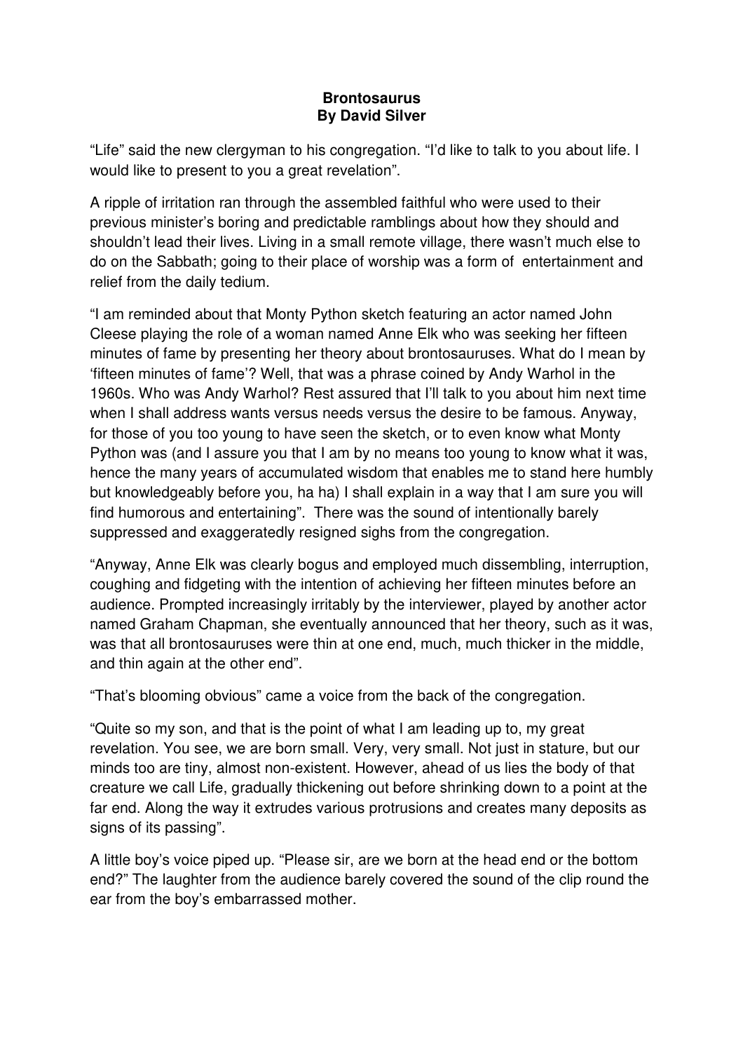**Brontosaurus**
**By David Silver**

“Life” said the new clergyman to his congregation. “I’d like to talk to you about life. I would like to present to you a great revelation”.

A ripple of irritation ran through the assembled faithful who were used to their previous minister’s boring and predictable ramblings about how they should and shouldn’t lead their lives. Living in a small remote village, there wasn’t much else to do on the Sabbath; going to their place of worship was a form of entertainment and relief from the daily tedium.

“I am reminded about that Monty Python sketch featuring an actor named John Cleese playing the role of a woman named Anne Elk who was seeking her fifteen minutes of fame by presenting her theory about brontosauruses. What do I mean by ‘fifteen minutes of fame’? Well, that was a phrase coined by Andy Warhol in the 1960s. Who was Andy Warhol? Rest assured that I’ll talk to you about him next time when I shall address wants versus needs versus the desire to be famous. Anyway, for those of you too young to have seen the sketch, or to even know what Monty Python was (and I assure you that I am by no means too young to know what it was, hence the many years of accumulated wisdom that enables me to stand here humbly but knowledgeably before you, ha ha) I shall explain in a way that I am sure you will find humorous and entertaining”. There was the sound of intentionally barely suppressed and exaggeratedly resigned sighs from the congregation.

“Anyway, Anne Elk was clearly bogus and employed much dissembling, interruption, coughing and fidgeting with the intention of achieving her fifteen minutes before an audience. Prompted increasingly irritably by the interviewer, played by another actor named Graham Chapman, she eventually announced that her theory, such as it was, was that all brontosauruses were thin at one end, much, much thicker in the middle, and thin again at the other end”.

“That’s blooming obvious” came a voice from the back of the congregation.

“Quite so my son, and that is the point of what I am leading up to, my great revelation. You see, we are born small. Very, very small. Not just in stature, but our minds too are tiny, almost non-existent. However, ahead of us lies the body of that creature we call Life, gradually thickening out before shrinking down to a point at the far end. Along the way it extrudes various protrusions and creates many deposits as signs of its passing”.

A little boy’s voice piped up. “Please sir, are we born at the head end or the bottom end?” The laughter from the audience barely covered the sound of the clip round the ear from the boy’s embarrassed mother.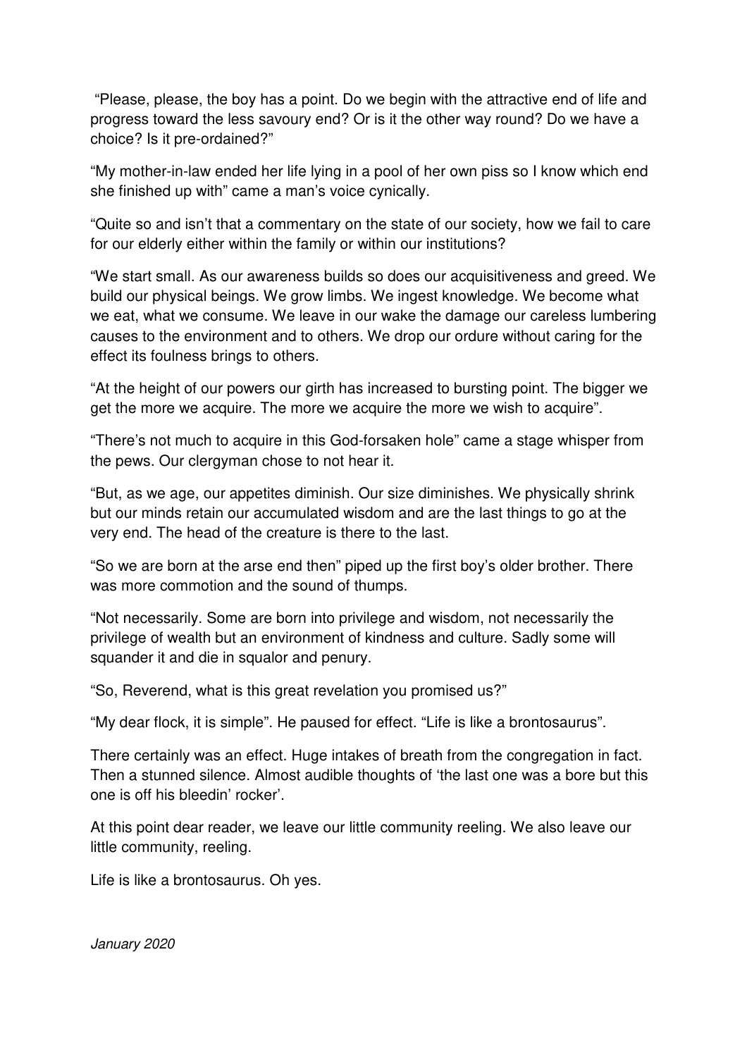"Please, please, the boy has a point. Do we begin with the attractive end of life and progress toward the less savoury end? Or is it the other way round? Do we have a choice? Is it pre-ordained?"

"My mother-in-law ended her life lying in a pool of her own piss so I know which end she finished up with" came a man's voice cynically.

"Quite so and isn't that a commentary on the state of our society, how we fail to care for our elderly either within the family or within our institutions?

"We start small. As our awareness builds so does our acquisitiveness and greed. We build our physical beings. We grow limbs. We ingest knowledge. We become what we eat, what we consume. We leave in our wake the damage our careless lumbering causes to the environment and to others. We drop our ordure without caring for the effect its foulness brings to others.

"At the height of our powers our girth has increased to bursting point. The bigger we get the more we acquire. The more we acquire the more we wish to acquire".

"There's not much to acquire in this God-forsaken hole" came a stage whisper from the pews. Our clergyman chose to not hear it.

"But, as we age, our appetites diminish. Our size diminishes. We physically shrink but our minds retain our accumulated wisdom and are the last things to go at the very end. The head of the creature is there to the last.

"So we are born at the arse end then" piped up the first boy's older brother. There was more commotion and the sound of thumps.

"Not necessarily. Some are born into privilege and wisdom, not necessarily the privilege of wealth but an environment of kindness and culture. Sadly some will squander it and die in squalor and penury.

"So, Reverend, what is this great revelation you promised us?"

"My dear flock, it is simple". He paused for effect. "Life is like a brontosaurus".

There certainly was an effect. Huge intakes of breath from the congregation in fact. Then a stunned silence. Almost audible thoughts of 'the last one was a bore but this one is off his bleedin' rocker'.

At this point dear reader, we leave our little community reeling. We also leave our little community, reeling.

Life is like a brontosaurus. Oh yes.

*January 2020*